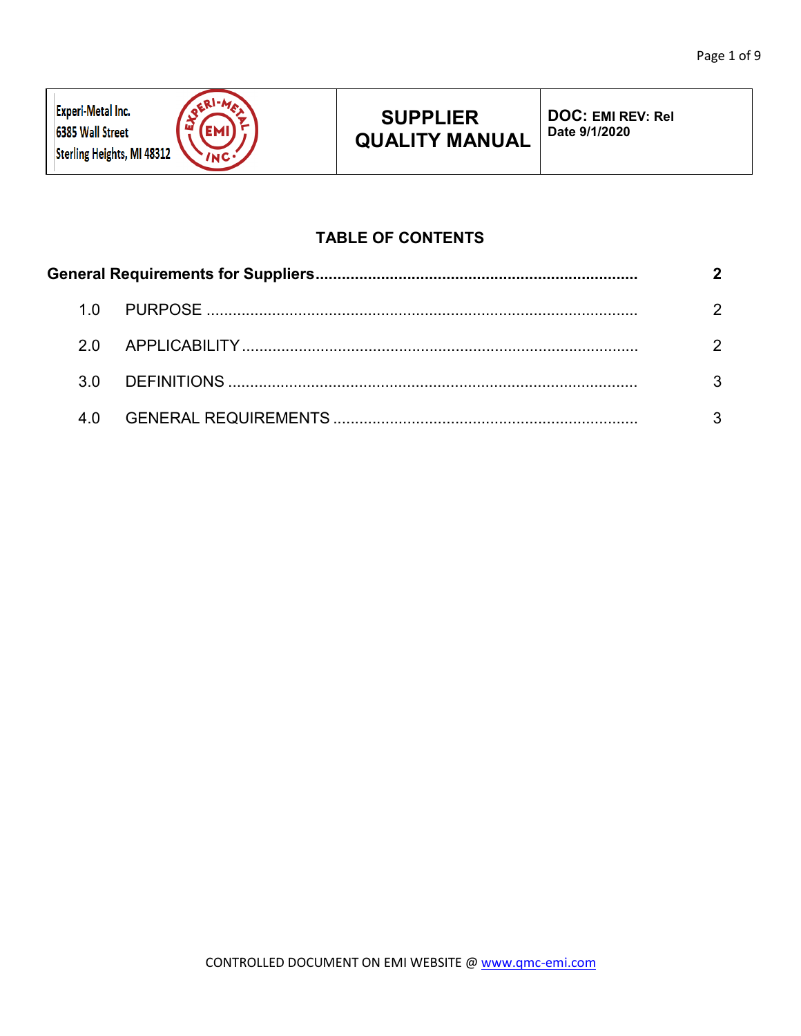| Experi-Metal Inc.<br>6385 Wall Street<br>Sterling Heights, MI 48312 | **SUPPLIER QUALITY MANUAL** | **DOC: EMI REV: Rel**<br>**Date 9/1/2020** |
|---|---|---|

## TABLE OF CONTENTS

**General Requirements for Suppliers** ........................................ **2**

1.0 PURPOSE ........................................ 2

2.0 APPLICABILITY ........................................ 2

3.0 DEFINITIONS ........................................ 3

4.0 GENERAL REQUIREMENTS ........................................ 3

CONTROLLED DOCUMENT ON EMI WEBSITE @ www.qmc-emi.com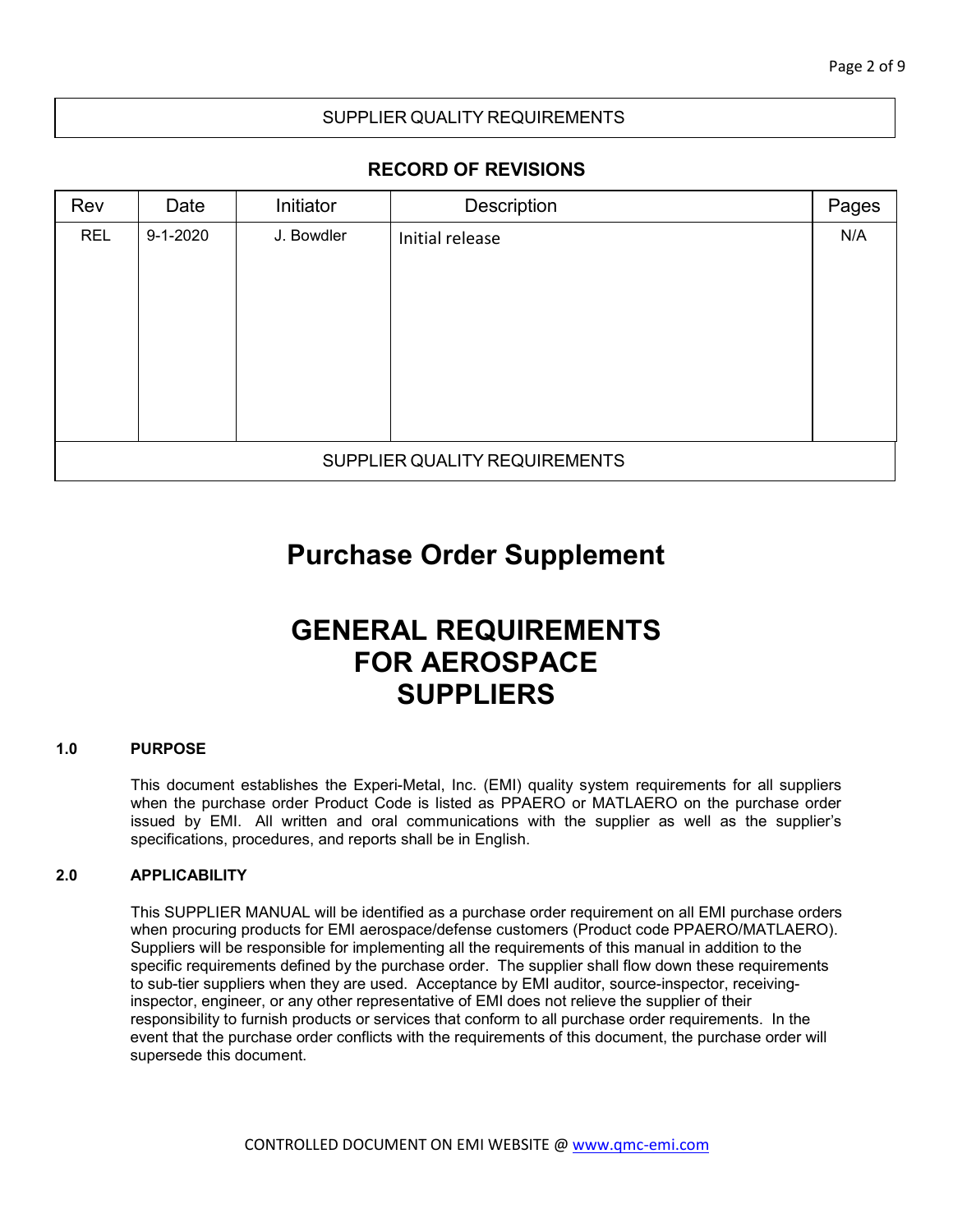SUPPLIER QUALITY REQUIREMENTS

**RECORD OF REVISIONS**

| Rev | Date | Initiator | Description | Pages |
|---|---|---|---|---|
| REL | 9-1-2020 | J. Bowdler | Initial release | N/A |

SUPPLIER QUALITY REQUIREMENTS

# Purchase Order Supplement

# GENERAL REQUIREMENTS FOR AEROSPACE SUPPLIERS

## 1.0 PURPOSE

This document establishes the Experi-Metal, Inc. (EMI) quality system requirements for all suppliers when the purchase order Product Code is listed as PPAERO or MATLAERO on the purchase order issued by EMI. All written and oral communications with the supplier as well as the supplier's specifications, procedures, and reports shall be in English.

## 2.0 APPLICABILITY

This SUPPLIER MANUAL will be identified as a purchase order requirement on all EMI purchase orders when procuring products for EMI aerospace/defense customers (Product code PPAERO/MATLAERO). Suppliers will be responsible for implementing all the requirements of this manual in addition to the specific requirements defined by the purchase order. The supplier shall flow down these requirements to sub-tier suppliers when they are used. Acceptance by EMI auditor, source-inspector, receiving-inspector, engineer, or any other representative of EMI does not relieve the supplier of their responsibility to furnish products or services that conform to all purchase order requirements. In the event that the purchase order conflicts with the requirements of this document, the purchase order will supersede this document.

CONTROLLED DOCUMENT ON EMI WEBSITE @ www.qmc-emi.com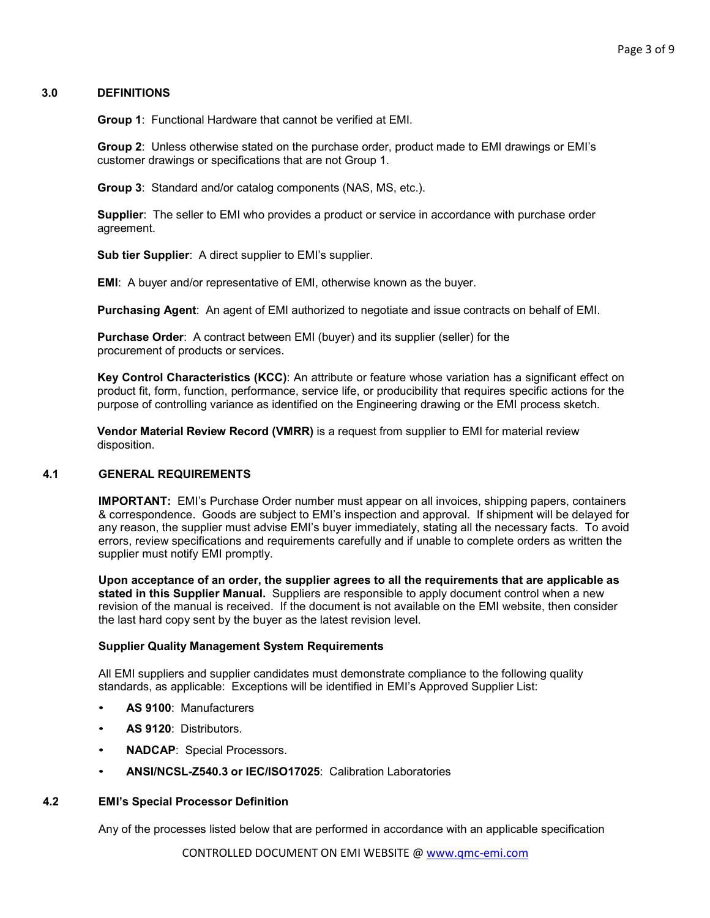## 3.0 DEFINITIONS

**Group 1**: Functional Hardware that cannot be verified at EMI.

**Group 2**: Unless otherwise stated on the purchase order, product made to EMI drawings or EMI's customer drawings or specifications that are not Group 1.

**Group 3**: Standard and/or catalog components (NAS, MS, etc.).

**Supplier**: The seller to EMI who provides a product or service in accordance with purchase order agreement.

**Sub tier Supplier**: A direct supplier to EMI's supplier.

**EMI**: A buyer and/or representative of EMI, otherwise known as the buyer.

**Purchasing Agent**: An agent of EMI authorized to negotiate and issue contracts on behalf of EMI.

**Purchase Order**: A contract between EMI (buyer) and its supplier (seller) for the procurement of products or services.

**Key Control Characteristics (KCC)**: An attribute or feature whose variation has a significant effect on product fit, form, function, performance, service life, or producibility that requires specific actions for the purpose of controlling variance as identified on the Engineering drawing or the EMI process sketch.

**Vendor Material Review Record (VMRR)** is a request from supplier to EMI for material review disposition.

## 4.1 GENERAL REQUIREMENTS

**IMPORTANT:** EMI's Purchase Order number must appear on all invoices, shipping papers, containers & correspondence. Goods are subject to EMI's inspection and approval. If shipment will be delayed for any reason, the supplier must advise EMI's buyer immediately, stating all the necessary facts. To avoid errors, review specifications and requirements carefully and if unable to complete orders as written the supplier must notify EMI promptly.

**Upon acceptance of an order, the supplier agrees to all the requirements that are applicable as stated in this Supplier Manual.** Suppliers are responsible to apply document control when a new revision of the manual is received. If the document is not available on the EMI website, then consider the last hard copy sent by the buyer as the latest revision level.

### Supplier Quality Management System Requirements

All EMI suppliers and supplier candidates must demonstrate compliance to the following quality standards, as applicable: Exceptions will be identified in EMI's Approved Supplier List:

- **AS 9100**: Manufacturers
- **AS 9120**: Distributors.
- **NADCAP**: Special Processors.
- **ANSI/NCSL-Z540.3 or IEC/ISO17025**: Calibration Laboratories

## 4.2 EMI's Special Processor Definition

Any of the processes listed below that are performed in accordance with an applicable specification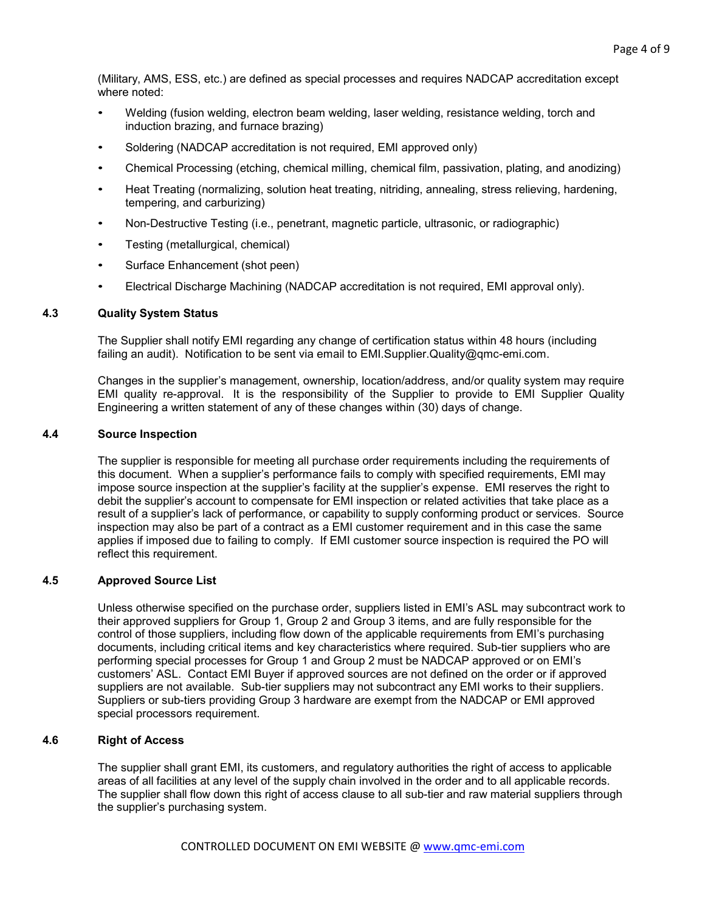(Military, AMS, ESS, etc.) are defined as special processes and requires NADCAP accreditation except where noted:

- Welding (fusion welding, electron beam welding, laser welding, resistance welding, torch and induction brazing, and furnace brazing)
- Soldering (NADCAP accreditation is not required, EMI approved only)
- Chemical Processing (etching, chemical milling, chemical film, passivation, plating, and anodizing)
- Heat Treating (normalizing, solution heat treating, nitriding, annealing, stress relieving, hardening, tempering, and carburizing)
- Non-Destructive Testing (i.e., penetrant, magnetic particle, ultrasonic, or radiographic)
- Testing (metallurgical, chemical)
- Surface Enhancement (shot peen)
- Electrical Discharge Machining (NADCAP accreditation is not required, EMI approval only).

### 4.3 Quality System Status

The Supplier shall notify EMI regarding any change of certification status within 48 hours (including failing an audit). Notification to be sent via email to EMI.Supplier.Quality@qmc-emi.com.

Changes in the supplier's management, ownership, location/address, and/or quality system may require EMI quality re-approval. It is the responsibility of the Supplier to provide to EMI Supplier Quality Engineering a written statement of any of these changes within (30) days of change.

### 4.4 Source Inspection

The supplier is responsible for meeting all purchase order requirements including the requirements of this document. When a supplier's performance fails to comply with specified requirements, EMI may impose source inspection at the supplier's facility at the supplier's expense. EMI reserves the right to debit the supplier's account to compensate for EMI inspection or related activities that take place as a result of a supplier's lack of performance, or capability to supply conforming product or services. Source inspection may also be part of a contract as a EMI customer requirement and in this case the same applies if imposed due to failing to comply. If EMI customer source inspection is required the PO will reflect this requirement.

### 4.5 Approved Source List

Unless otherwise specified on the purchase order, suppliers listed in EMI's ASL may subcontract work to their approved suppliers for Group 1, Group 2 and Group 3 items, and are fully responsible for the control of those suppliers, including flow down of the applicable requirements from EMI's purchasing documents, including critical items and key characteristics where required. Sub-tier suppliers who are performing special processes for Group 1 and Group 2 must be NADCAP approved or on EMI's customers' ASL. Contact EMI Buyer if approved sources are not defined on the order or if approved suppliers are not available. Sub-tier suppliers may not subcontract any EMI works to their suppliers. Suppliers or sub-tiers providing Group 3 hardware are exempt from the NADCAP or EMI approved special processors requirement.

### 4.6 Right of Access

The supplier shall grant EMI, its customers, and regulatory authorities the right of access to applicable areas of all facilities at any level of the supply chain involved in the order and to all applicable records. The supplier shall flow down this right of access clause to all sub-tier and raw material suppliers through the supplier's purchasing system.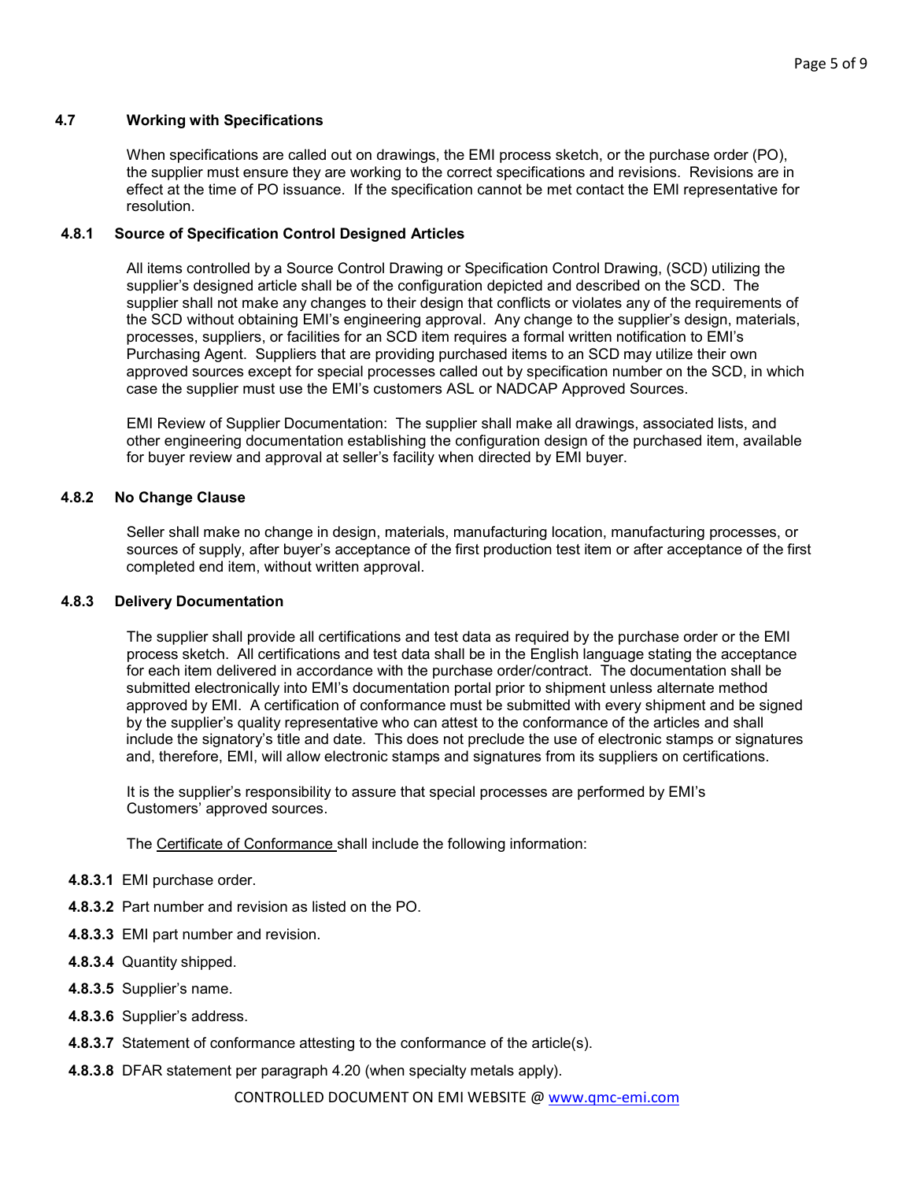### 4.7 Working with Specifications

When specifications are called out on drawings, the EMI process sketch, or the purchase order (PO), the supplier must ensure they are working to the correct specifications and revisions. Revisions are in effect at the time of PO issuance. If the specification cannot be met contact the EMI representative for resolution.

### 4.8.1 Source of Specification Control Designed Articles

All items controlled by a Source Control Drawing or Specification Control Drawing, (SCD) utilizing the supplier's designed article shall be of the configuration depicted and described on the SCD. The supplier shall not make any changes to their design that conflicts or violates any of the requirements of the SCD without obtaining EMI's engineering approval. Any change to the supplier's design, materials, processes, suppliers, or facilities for an SCD item requires a formal written notification to EMI's Purchasing Agent. Suppliers that are providing purchased items to an SCD may utilize their own approved sources except for special processes called out by specification number on the SCD, in which case the supplier must use the EMI's customers ASL or NADCAP Approved Sources.

EMI Review of Supplier Documentation: The supplier shall make all drawings, associated lists, and other engineering documentation establishing the configuration design of the purchased item, available for buyer review and approval at seller's facility when directed by EMI buyer.

### 4.8.2 No Change Clause

Seller shall make no change in design, materials, manufacturing location, manufacturing processes, or sources of supply, after buyer's acceptance of the first production test item or after acceptance of the first completed end item, without written approval.

### 4.8.3 Delivery Documentation

The supplier shall provide all certifications and test data as required by the purchase order or the EMI process sketch. All certifications and test data shall be in the English language stating the acceptance for each item delivered in accordance with the purchase order/contract. The documentation shall be submitted electronically into EMI's documentation portal prior to shipment unless alternate method approved by EMI. A certification of conformance must be submitted with every shipment and be signed by the supplier's quality representative who can attest to the conformance of the articles and shall include the signatory's title and date. This does not preclude the use of electronic stamps or signatures and, therefore, EMI, will allow electronic stamps and signatures from its suppliers on certifications.

It is the supplier's responsibility to assure that special processes are performed by EMI's Customers' approved sources.

The Certificate of Conformance shall include the following information:

**4.8.3.1** EMI purchase order.

**4.8.3.2** Part number and revision as listed on the PO.

**4.8.3.3** EMI part number and revision.

**4.8.3.4** Quantity shipped.

**4.8.3.5** Supplier's name.

**4.8.3.6** Supplier's address.

**4.8.3.7** Statement of conformance attesting to the conformance of the article(s).

**4.8.3.8** DFAR statement per paragraph 4.20 (when specialty metals apply).

CONTROLLED DOCUMENT ON EMI WEBSITE @ www.qmc-emi.com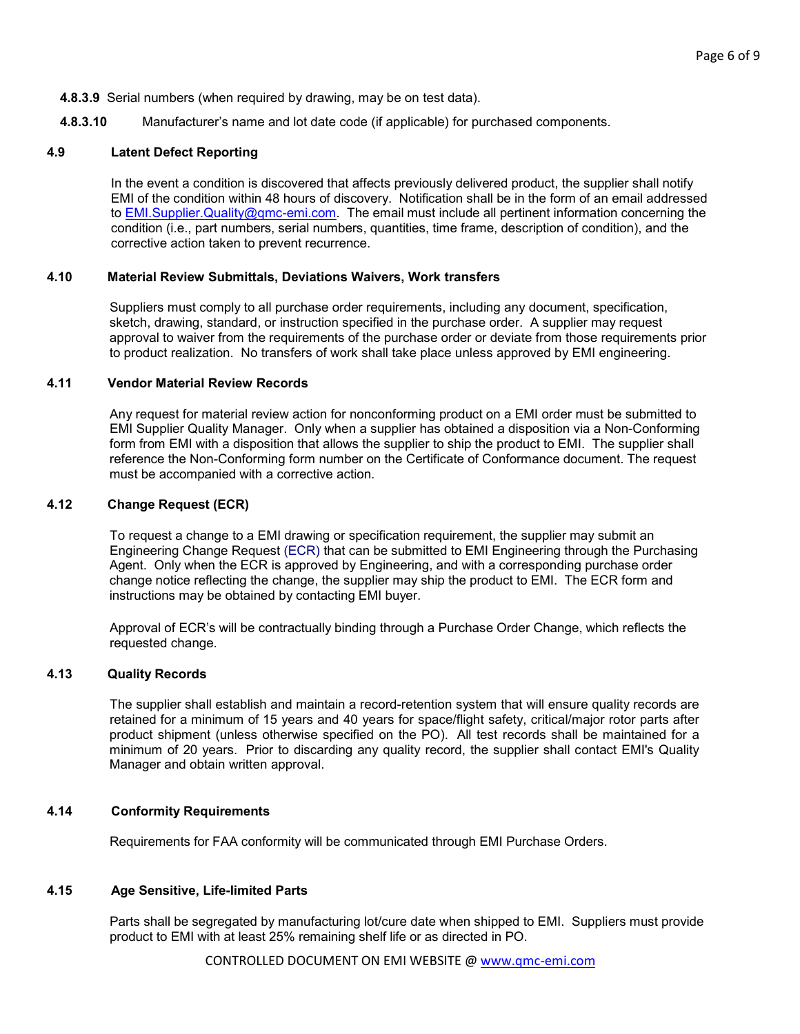**4.8.3.9** Serial numbers (when required by drawing, may be on test data).

**4.8.3.10** Manufacturer's name and lot date code (if applicable) for purchased components.

### 4.9 Latent Defect Reporting

In the event a condition is discovered that affects previously delivered product, the supplier shall notify EMI of the condition within 48 hours of discovery. Notification shall be in the form of an email addressed to EMI.Supplier.Quality@qmc-emi.com. The email must include all pertinent information concerning the condition (i.e., part numbers, serial numbers, quantities, time frame, description of condition), and the corrective action taken to prevent recurrence.

### 4.10 Material Review Submittals, Deviations Waivers, Work transfers

Suppliers must comply to all purchase order requirements, including any document, specification, sketch, drawing, standard, or instruction specified in the purchase order. A supplier may request approval to waiver from the requirements of the purchase order or deviate from those requirements prior to product realization. No transfers of work shall take place unless approved by EMI engineering.

### 4.11 Vendor Material Review Records

Any request for material review action for nonconforming product on a EMI order must be submitted to EMI Supplier Quality Manager. Only when a supplier has obtained a disposition via a Non-Conforming form from EMI with a disposition that allows the supplier to ship the product to EMI. The supplier shall reference the Non-Conforming form number on the Certificate of Conformance document. The request must be accompanied with a corrective action.

### 4.12 Change Request (ECR)

To request a change to a EMI drawing or specification requirement, the supplier may submit an Engineering Change Request (ECR) that can be submitted to EMI Engineering through the Purchasing Agent. Only when the ECR is approved by Engineering, and with a corresponding purchase order change notice reflecting the change, the supplier may ship the product to EMI. The ECR form and instructions may be obtained by contacting EMI buyer.

Approval of ECR's will be contractually binding through a Purchase Order Change, which reflects the requested change.

### 4.13 Quality Records

The supplier shall establish and maintain a record-retention system that will ensure quality records are retained for a minimum of 15 years and 40 years for space/flight safety, critical/major rotor parts after product shipment (unless otherwise specified on the PO). All test records shall be maintained for a minimum of 20 years. Prior to discarding any quality record, the supplier shall contact EMI's Quality Manager and obtain written approval.

### 4.14 Conformity Requirements

Requirements for FAA conformity will be communicated through EMI Purchase Orders.

### 4.15 Age Sensitive, Life-limited Parts

Parts shall be segregated by manufacturing lot/cure date when shipped to EMI. Suppliers must provide product to EMI with at least 25% remaining shelf life or as directed in PO.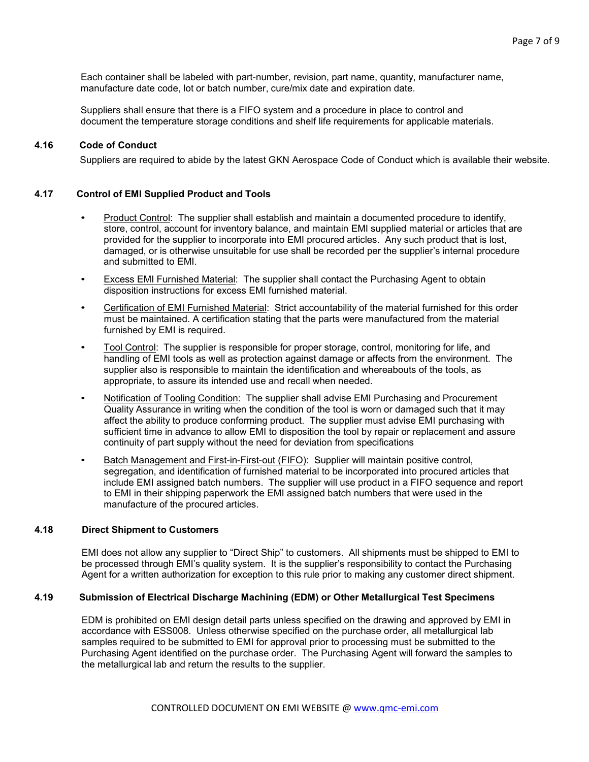Each container shall be labeled with part-number, revision, part name, quantity, manufacturer name, manufacture date code, lot or batch number, cure/mix date and expiration date.

Suppliers shall ensure that there is a FIFO system and a procedure in place to control and document the temperature storage conditions and shelf life requirements for applicable materials.

### 4.16 Code of Conduct

Suppliers are required to abide by the latest GKN Aerospace Code of Conduct which is available their website.

### 4.17 Control of EMI Supplied Product and Tools

- Product Control: The supplier shall establish and maintain a documented procedure to identify, store, control, account for inventory balance, and maintain EMI supplied material or articles that are provided for the supplier to incorporate into EMI procured articles. Any such product that is lost, damaged, or is otherwise unsuitable for use shall be recorded per the supplier's internal procedure and submitted to EMI.
- Excess EMI Furnished Material: The supplier shall contact the Purchasing Agent to obtain disposition instructions for excess EMI furnished material.
- Certification of EMI Furnished Material: Strict accountability of the material furnished for this order must be maintained. A certification stating that the parts were manufactured from the material furnished by EMI is required.
- Tool Control: The supplier is responsible for proper storage, control, monitoring for life, and handling of EMI tools as well as protection against damage or affects from the environment. The supplier also is responsible to maintain the identification and whereabouts of the tools, as appropriate, to assure its intended use and recall when needed.
- Notification of Tooling Condition: The supplier shall advise EMI Purchasing and Procurement Quality Assurance in writing when the condition of the tool is worn or damaged such that it may affect the ability to produce conforming product. The supplier must advise EMI purchasing with sufficient time in advance to allow EMI to disposition the tool by repair or replacement and assure continuity of part supply without the need for deviation from specifications
- Batch Management and First-in-First-out (FIFO): Supplier will maintain positive control, segregation, and identification of furnished material to be incorporated into procured articles that include EMI assigned batch numbers. The supplier will use product in a FIFO sequence and report to EMI in their shipping paperwork the EMI assigned batch numbers that were used in the manufacture of the procured articles.

### 4.18 Direct Shipment to Customers

EMI does not allow any supplier to "Direct Ship" to customers. All shipments must be shipped to EMI to be processed through EMI's quality system. It is the supplier's responsibility to contact the Purchasing Agent for a written authorization for exception to this rule prior to making any customer direct shipment.

### 4.19 Submission of Electrical Discharge Machining (EDM) or Other Metallurgical Test Specimens

EDM is prohibited on EMI design detail parts unless specified on the drawing and approved by EMI in accordance with ESS008. Unless otherwise specified on the purchase order, all metallurgical lab samples required to be submitted to EMI for approval prior to processing must be submitted to the Purchasing Agent identified on the purchase order. The Purchasing Agent will forward the samples to the metallurgical lab and return the results to the supplier.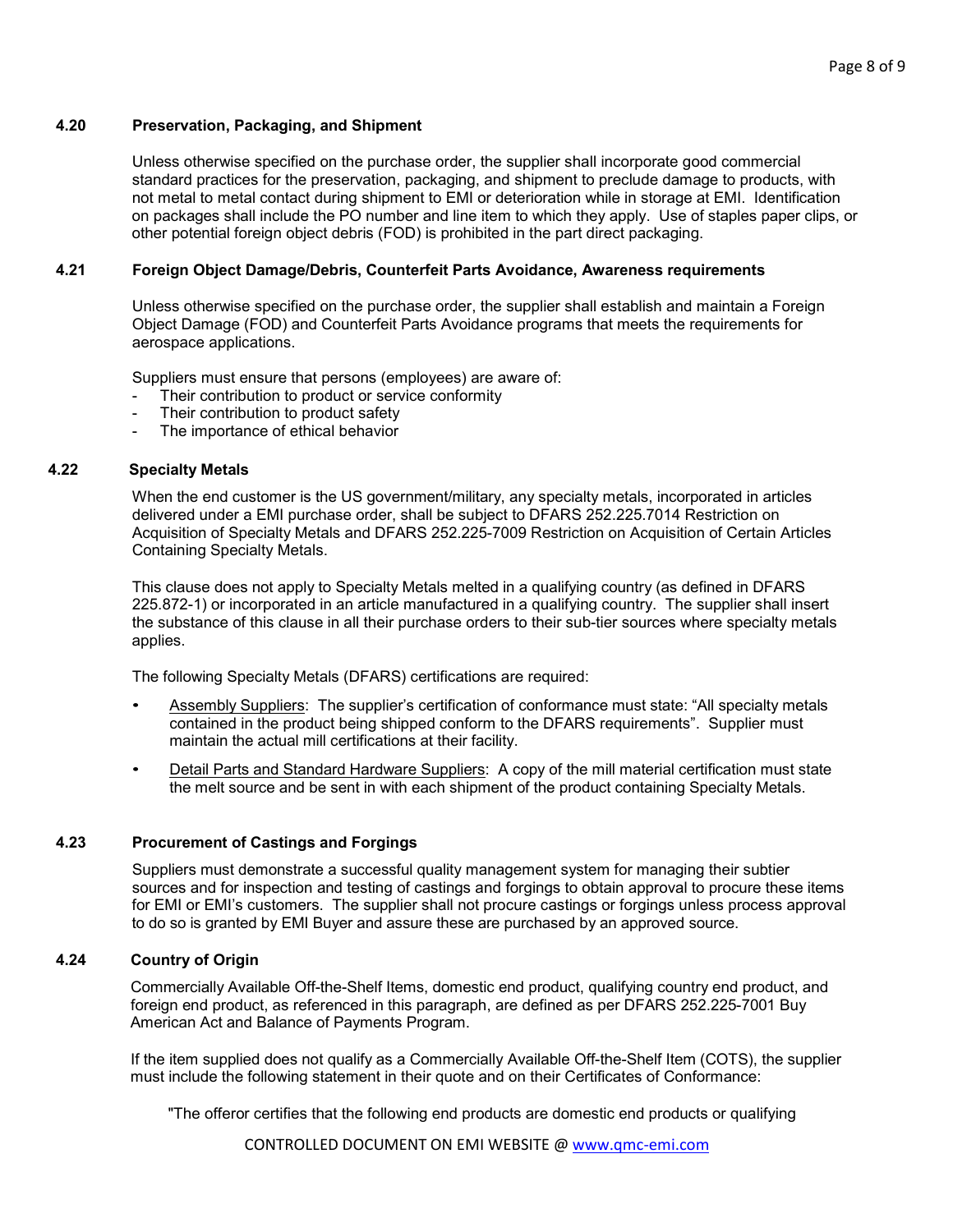### 4.20 Preservation, Packaging, and Shipment

Unless otherwise specified on the purchase order, the supplier shall incorporate good commercial standard practices for the preservation, packaging, and shipment to preclude damage to products, with not metal to metal contact during shipment to EMI or deterioration while in storage at EMI. Identification on packages shall include the PO number and line item to which they apply. Use of staples paper clips, or other potential foreign object debris (FOD) is prohibited in the part direct packaging.

### 4.21 Foreign Object Damage/Debris, Counterfeit Parts Avoidance, Awareness requirements

Unless otherwise specified on the purchase order, the supplier shall establish and maintain a Foreign Object Damage (FOD) and Counterfeit Parts Avoidance programs that meets the requirements for aerospace applications.

Suppliers must ensure that persons (employees) are aware of:

- Their contribution to product or service conformity
- Their contribution to product safety
- The importance of ethical behavior

### 4.22 Specialty Metals

When the end customer is the US government/military, any specialty metals, incorporated in articles delivered under a EMI purchase order, shall be subject to DFARS 252.225.7014 Restriction on Acquisition of Specialty Metals and DFARS 252.225-7009 Restriction on Acquisition of Certain Articles Containing Specialty Metals.

This clause does not apply to Specialty Metals melted in a qualifying country (as defined in DFARS 225.872-1) or incorporated in an article manufactured in a qualifying country. The supplier shall insert the substance of this clause in all their purchase orders to their sub-tier sources where specialty metals applies.

The following Specialty Metals (DFARS) certifications are required:

- Assembly Suppliers: The supplier's certification of conformance must state: "All specialty metals contained in the product being shipped conform to the DFARS requirements". Supplier must maintain the actual mill certifications at their facility.
- Detail Parts and Standard Hardware Suppliers: A copy of the mill material certification must state the melt source and be sent in with each shipment of the product containing Specialty Metals.

### 4.23 Procurement of Castings and Forgings

Suppliers must demonstrate a successful quality management system for managing their subtier sources and for inspection and testing of castings and forgings to obtain approval to procure these items for EMI or EMI's customers. The supplier shall not procure castings or forgings unless process approval to do so is granted by EMI Buyer and assure these are purchased by an approved source.

### 4.24 Country of Origin

Commercially Available Off-the-Shelf Items, domestic end product, qualifying country end product, and foreign end product, as referenced in this paragraph, are defined as per DFARS 252.225-7001 Buy American Act and Balance of Payments Program.

If the item supplied does not qualify as a Commercially Available Off-the-Shelf Item (COTS), the supplier must include the following statement in their quote and on their Certificates of Conformance:

"The offeror certifies that the following end products are domestic end products or qualifying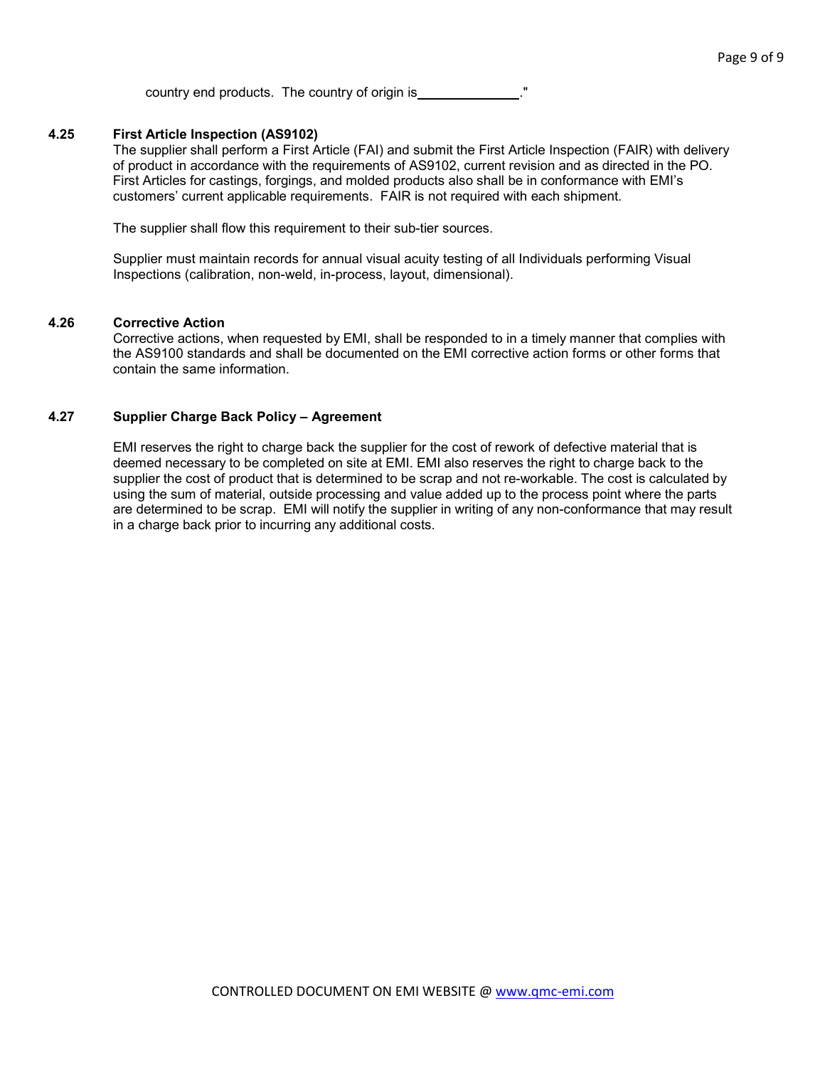country end products. The country of origin is ______________."

### 4.25 First Article Inspection (AS9102)

The supplier shall perform a First Article (FAI) and submit the First Article Inspection (FAIR) with delivery of product in accordance with the requirements of AS9102, current revision and as directed in the PO. First Articles for castings, forgings, and molded products also shall be in conformance with EMI's customers' current applicable requirements. FAIR is not required with each shipment.

The supplier shall flow this requirement to their sub-tier sources.

Supplier must maintain records for annual visual acuity testing of all Individuals performing Visual Inspections (calibration, non-weld, in-process, layout, dimensional).

### 4.26 Corrective Action

Corrective actions, when requested by EMI, shall be responded to in a timely manner that complies with the AS9100 standards and shall be documented on the EMI corrective action forms or other forms that contain the same information.

### 4.27 Supplier Charge Back Policy – Agreement

EMI reserves the right to charge back the supplier for the cost of rework of defective material that is deemed necessary to be completed on site at EMI. EMI also reserves the right to charge back to the supplier the cost of product that is determined to be scrap and not re-workable. The cost is calculated by using the sum of material, outside processing and value added up to the process point where the parts are determined to be scrap. EMI will notify the supplier in writing of any non-conformance that may result in a charge back prior to incurring any additional costs.